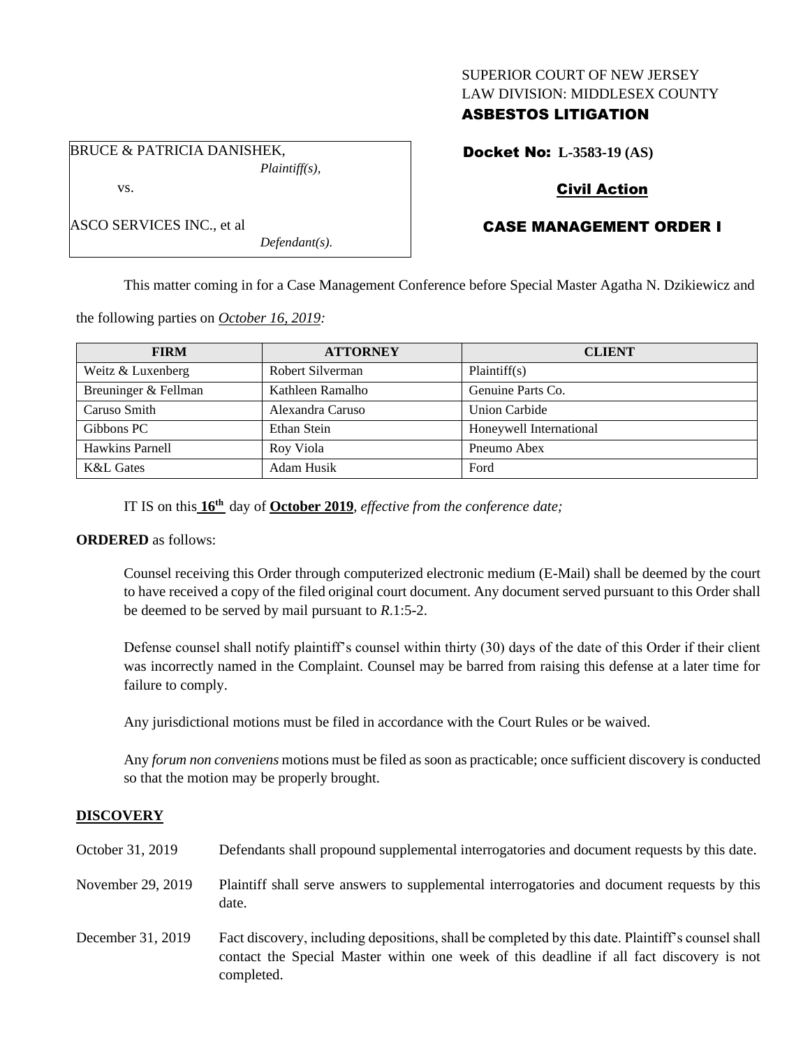SUPERIOR COURT OF NEW JERSEY
LAW DIVISION: MIDDLESEX COUNTY
**ASBESTOS LITIGATION**

BRUCE & PATRICIA DANISHEK,
*Plaintiff(s),*

vs.

ASCO SERVICES INC., et al
*Defendant(s).*

**Docket No: L-3583-19 (AS)**

**Civil Action**

**CASE MANAGEMENT ORDER I**

This matter coming in for a Case Management Conference before Special Master Agatha N. Dzikiewicz and the following parties on *October 16, 2019:*

| FIRM | ATTORNEY | CLIENT |
|---|---|---|
| Weitz & Luxenberg | Robert Silverman | Plaintiff(s) |
| Breuninger & Fellman | Kathleen Ramalho | Genuine Parts Co. |
| Caruso Smith | Alexandra Caruso | Union Carbide |
| Gibbons PC | Ethan Stein | Honeywell International |
| Hawkins Parnell | Roy Viola | Pneumo Abex |
| K&L Gates | Adam Husik | Ford |

IT IS on this **16th** day of **October 2019**, *effective from the conference date;*

**ORDERED** as follows:

Counsel receiving this Order through computerized electronic medium (E-Mail) shall be deemed by the court to have received a copy of the filed original court document. Any document served pursuant to this Order shall be deemed to be served by mail pursuant to *R*.1:5-2.

Defense counsel shall notify plaintiff's counsel within thirty (30) days of the date of this Order if their client was incorrectly named in the Complaint. Counsel may be barred from raising this defense at a later time for failure to comply.

Any jurisdictional motions must be filed in accordance with the Court Rules or be waived.

Any *forum non conveniens* motions must be filed as soon as practicable; once sufficient discovery is conducted so that the motion may be properly brought.

**DISCOVERY**

October 31, 2019 — Defendants shall propound supplemental interrogatories and document requests by this date.

November 29, 2019 — Plaintiff shall serve answers to supplemental interrogatories and document requests by this date.

December 31, 2019 — Fact discovery, including depositions, shall be completed by this date. Plaintiff's counsel shall contact the Special Master within one week of this deadline if all fact discovery is not completed.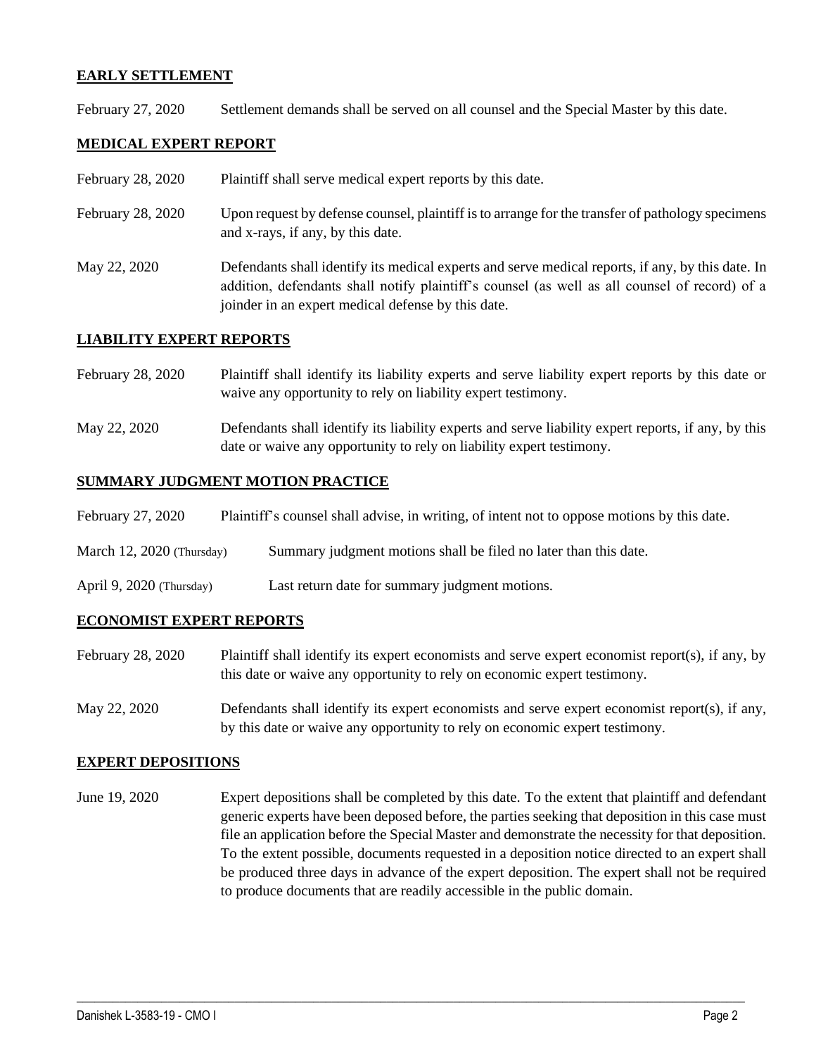## EARLY SETTLEMENT

February 27, 2020 Settlement demands shall be served on all counsel and the Special Master by this date.

## MEDICAL EXPERT REPORT

February 28, 2020 Plaintiff shall serve medical expert reports by this date.

February 28, 2020 Upon request by defense counsel, plaintiff is to arrange for the transfer of pathology specimens and x-rays, if any, by this date.

May 22, 2020 Defendants shall identify its medical experts and serve medical reports, if any, by this date. In addition, defendants shall notify plaintiff's counsel (as well as all counsel of record) of a joinder in an expert medical defense by this date.

## LIABILITY EXPERT REPORTS

February 28, 2020 Plaintiff shall identify its liability experts and serve liability expert reports by this date or waive any opportunity to rely on liability expert testimony.

May 22, 2020 Defendants shall identify its liability experts and serve liability expert reports, if any, by this date or waive any opportunity to rely on liability expert testimony.

## SUMMARY JUDGMENT MOTION PRACTICE

February 27, 2020 Plaintiff's counsel shall advise, in writing, of intent not to oppose motions by this date.

March 12, 2020 (Thursday) Summary judgment motions shall be filed no later than this date.

April 9, 2020 (Thursday) Last return date for summary judgment motions.

## ECONOMIST EXPERT REPORTS

February 28, 2020 Plaintiff shall identify its expert economists and serve expert economist report(s), if any, by this date or waive any opportunity to rely on economic expert testimony.

May 22, 2020 Defendants shall identify its expert economists and serve expert economist report(s), if any, by this date or waive any opportunity to rely on economic expert testimony.

## EXPERT DEPOSITIONS

June 19, 2020 Expert depositions shall be completed by this date. To the extent that plaintiff and defendant generic experts have been deposed before, the parties seeking that deposition in this case must file an application before the Special Master and demonstrate the necessity for that deposition. To the extent possible, documents requested in a deposition notice directed to an expert shall be produced three days in advance of the expert deposition. The expert shall not be required to produce documents that are readily accessible in the public domain.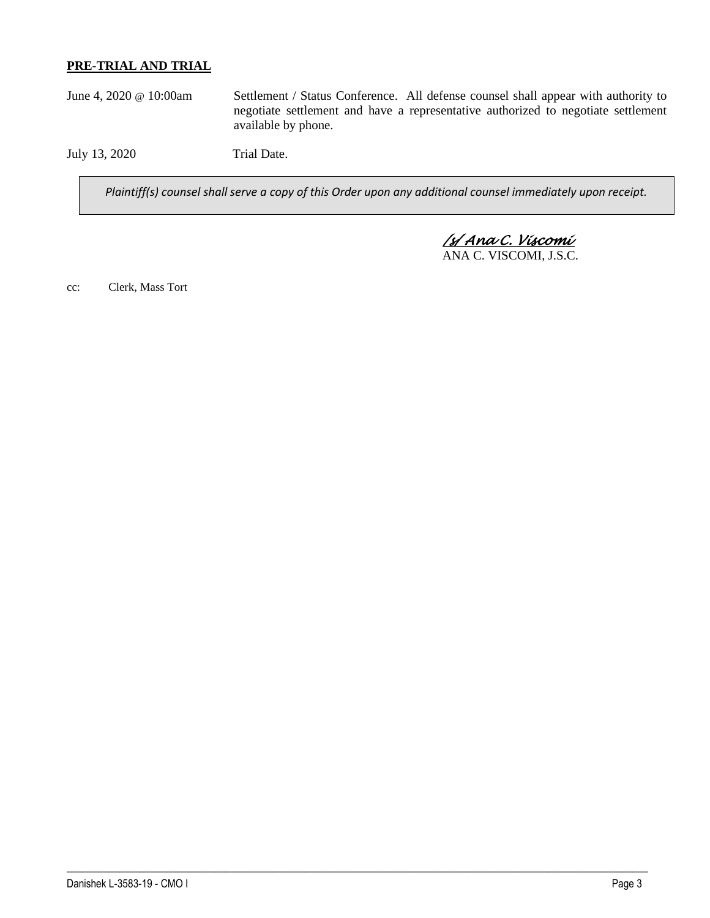**PRE-TRIAL AND TRIAL**

| | |
|---|---|
| June 4, 2020 @ 10:00am | Settlement / Status Conference. All defense counsel shall appear with authority to negotiate settlement and have a representative authorized to negotiate settlement available by phone. |
| July 13, 2020 | Trial Date. |

*Plaintiff(s) counsel shall serve a copy of this Order upon any additional counsel immediately upon receipt.*

*/s/ Ana C. Viscomi*
ANA C. VISCOMI, J.S.C.

cc: Clerk, Mass Tort